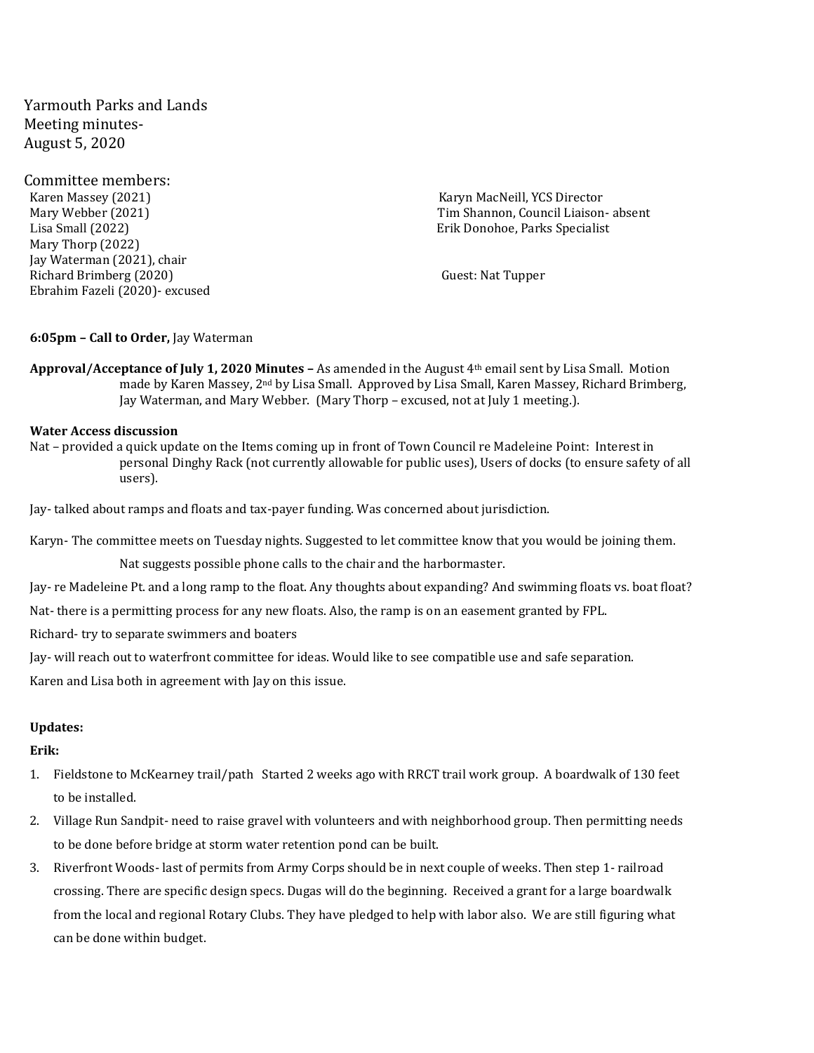Yarmouth Parks and Lands
Meeting minutes-
August 5, 2020

Committee members:

Karen Massey (2021)
Mary Webber (2021)
Lisa Small (2022)
Mary Thorp (2022)
Jay Waterman (2021), chair
Richard Brimberg (2020)
Ebrahim Fazeli (2020)- excused

Karyn MacNeill, YCS Director
Tim Shannon, Council Liaison- absent
Erik Donohoe, Parks Specialist

Guest: Nat Tupper

**6:05pm – Call to Order,** Jay Waterman

**Approval/Acceptance of July 1, 2020 Minutes –** As amended in the August 4th email sent by Lisa Small. Motion made by Karen Massey, 2nd by Lisa Small. Approved by Lisa Small, Karen Massey, Richard Brimberg, Jay Waterman, and Mary Webber. (Mary Thorp – excused, not at July 1 meeting.).

**Water Access discussion**

Nat – provided a quick update on the Items coming up in front of Town Council re Madeleine Point: Interest in personal Dinghy Rack (not currently allowable for public uses), Users of docks (to ensure safety of all users).

Jay- talked about ramps and floats and tax-payer funding. Was concerned about jurisdiction.

Karyn- The committee meets on Tuesday nights. Suggested to let committee know that you would be joining them.

Nat suggests possible phone calls to the chair and the harbormaster.

Jay- re Madeleine Pt. and a long ramp to the float. Any thoughts about expanding? And swimming floats vs. boat float?

Nat- there is a permitting process for any new floats. Also, the ramp is on an easement granted by FPL.

Richard- try to separate swimmers and boaters

Jay- will reach out to waterfront committee for ideas. Would like to see compatible use and safe separation.

Karen and Lisa both in agreement with Jay on this issue.

**Updates:**

**Erik:**

1. Fieldstone to McKearney trail/path Started 2 weeks ago with RRCT trail work group. A boardwalk of 130 feet to be installed.
2. Village Run Sandpit- need to raise gravel with volunteers and with neighborhood group. Then permitting needs to be done before bridge at storm water retention pond can be built.
3. Riverfront Woods- last of permits from Army Corps should be in next couple of weeks. Then step 1- railroad crossing. There are specific design specs. Dugas will do the beginning. Received a grant for a large boardwalk from the local and regional Rotary Clubs. They have pledged to help with labor also. We are still figuring what can be done within budget.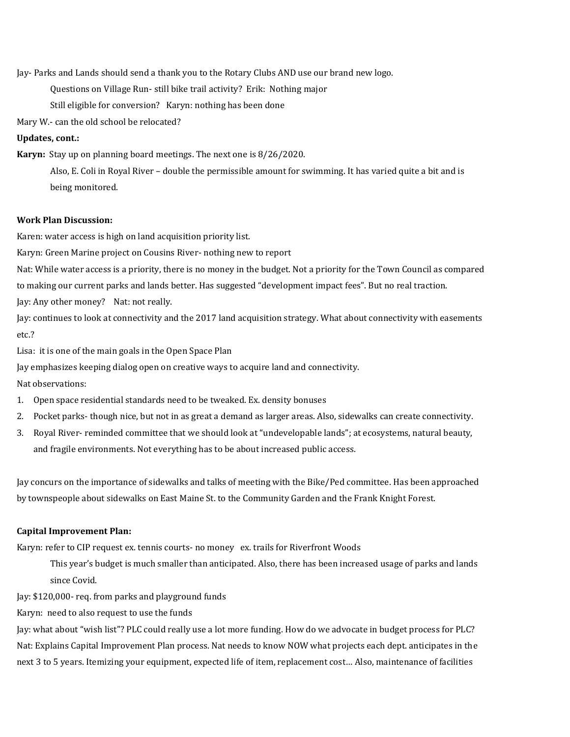Jay- Parks and Lands should send a thank you to the Rotary Clubs AND use our brand new logo.

Questions on Village Run- still bike trail activity? Erik: Nothing major

Still eligible for conversion? Karyn: nothing has been done

Mary W.- can the old school be relocated?

**Updates, cont.:**

**Karyn:** Stay up on planning board meetings. The next one is 8/26/2020.

Also, E. Coli in Royal River – double the permissible amount for swimming. It has varied quite a bit and is being monitored.

**Work Plan Discussion:**

Karen: water access is high on land acquisition priority list.

Karyn: Green Marine project on Cousins River- nothing new to report

Nat: While water access is a priority, there is no money in the budget. Not a priority for the Town Council as compared to making our current parks and lands better. Has suggested "development impact fees". But no real traction.

Jay: Any other money? Nat: not really.

Jay: continues to look at connectivity and the 2017 land acquisition strategy. What about connectivity with easements etc.?

Lisa: it is one of the main goals in the Open Space Plan

Jay emphasizes keeping dialog open on creative ways to acquire land and connectivity.

Nat observations:

1. Open space residential standards need to be tweaked. Ex. density bonuses
2. Pocket parks- though nice, but not in as great a demand as larger areas. Also, sidewalks can create connectivity.
3. Royal River- reminded committee that we should look at "undevelopable lands"; at ecosystems, natural beauty, and fragile environments. Not everything has to be about increased public access.

Jay concurs on the importance of sidewalks and talks of meeting with the Bike/Ped committee. Has been approached by townspeople about sidewalks on East Maine St. to the Community Garden and the Frank Knight Forest.

**Capital Improvement Plan:**

Karyn: refer to CIP request ex. tennis courts- no money ex. trails for Riverfront Woods

This year's budget is much smaller than anticipated. Also, there has been increased usage of parks and lands since Covid.

Jay: $120,000- req. from parks and playground funds

Karyn: need to also request to use the funds

Jay: what about "wish list"? PLC could really use a lot more funding. How do we advocate in budget process for PLC?

Nat: Explains Capital Improvement Plan process. Nat needs to know NOW what projects each dept. anticipates in the next 3 to 5 years. Itemizing your equipment, expected life of item, replacement cost… Also, maintenance of facilities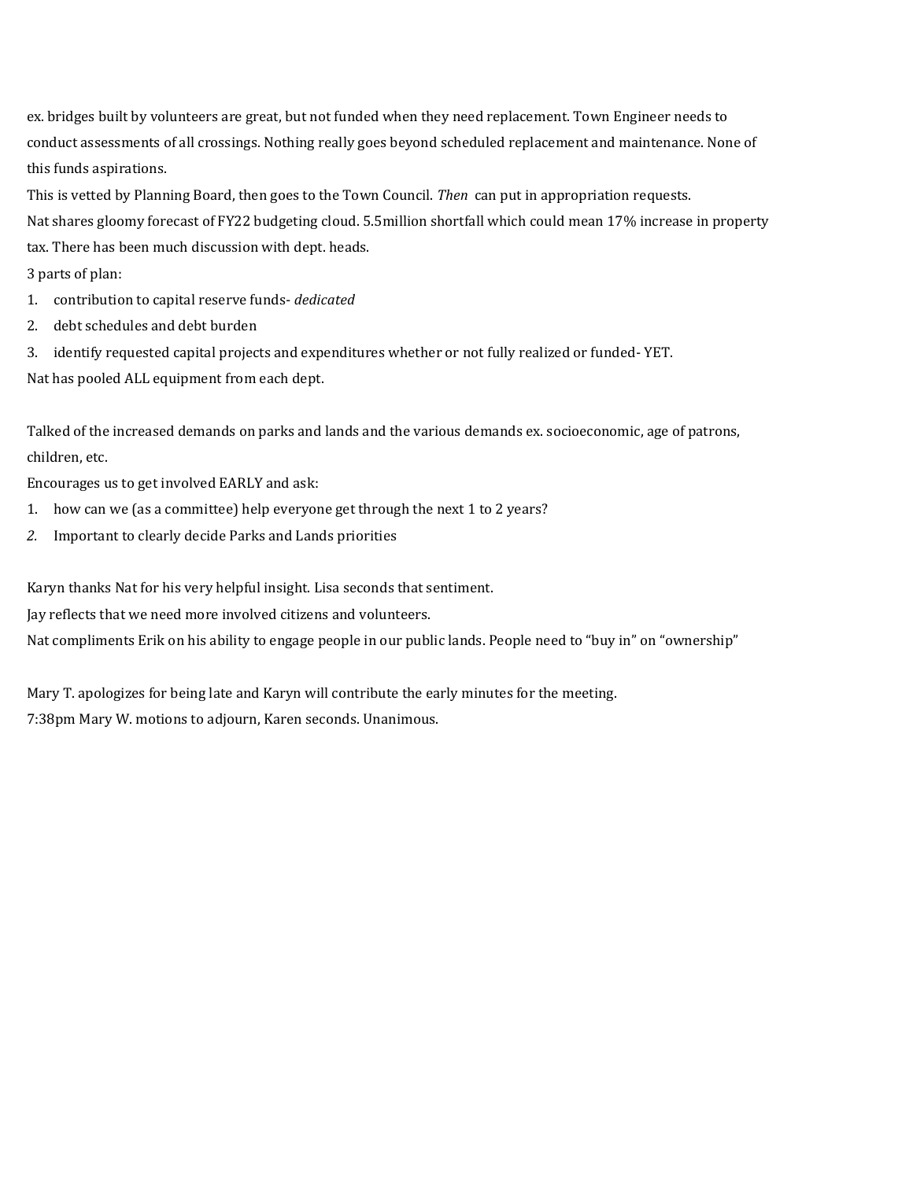ex. bridges built by volunteers are great, but not funded when they need replacement. Town Engineer needs to conduct assessments of all crossings. Nothing really goes beyond scheduled replacement and maintenance. None of this funds aspirations.

This is vetted by Planning Board, then goes to the Town Council. *Then* can put in appropriation requests.

Nat shares gloomy forecast of FY22 budgeting cloud. 5.5million shortfall which could mean 17% increase in property tax. There has been much discussion with dept. heads.

3 parts of plan:

1. contribution to capital reserve funds- *dedicated*
2. debt schedules and debt burden
3. identify requested capital projects and expenditures whether or not fully realized or funded- YET.

Nat has pooled ALL equipment from each dept.

Talked of the increased demands on parks and lands and the various demands ex. socioeconomic, age of patrons, children, etc.

Encourages us to get involved EARLY and ask:

1. how can we (as a committee) help everyone get through the next 1 to 2 years?
2. Important to clearly decide Parks and Lands priorities

Karyn thanks Nat for his very helpful insight. Lisa seconds that sentiment.

Jay reflects that we need more involved citizens and volunteers.

Nat compliments Erik on his ability to engage people in our public lands. People need to "buy in" on "ownership"

Mary T. apologizes for being late and Karyn will contribute the early minutes for the meeting.

7:38pm Mary W. motions to adjourn, Karen seconds. Unanimous.